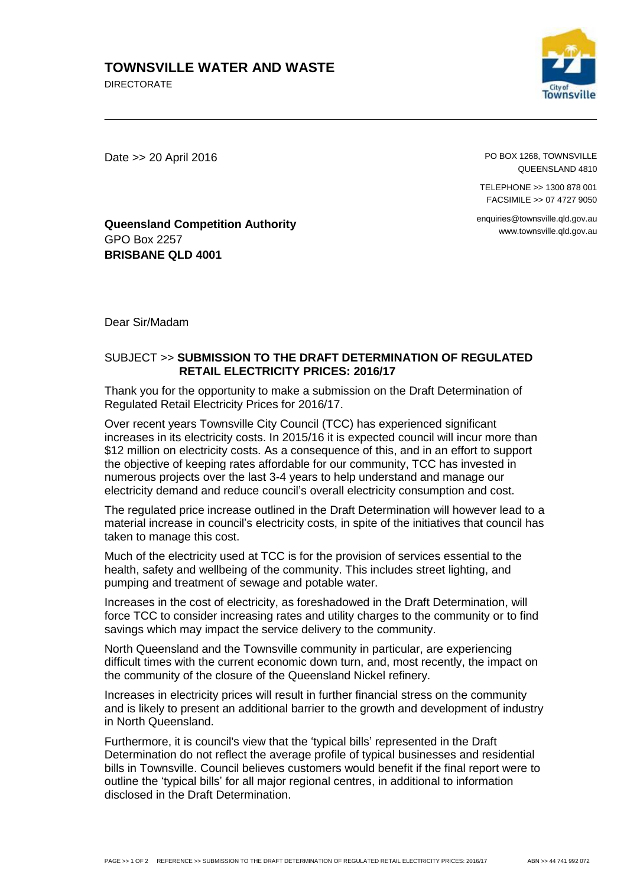# TOWNSVILLE WATER AND WASTE

DIRECTORATE

Date >> 20 April 2016

PO BOX 1268, TOWNSVILLE
QUEENSLAND 4810

TELEPHONE >> 1300 878 001
FACSIMILE >> 07 4727 9050

enquiries@townsville.qld.gov.au
www.townsville.qld.gov.au

**Queensland Competition Authority**
GPO Box 2257
**BRISBANE QLD 4001**

Dear Sir/Madam

SUBJECT >> **SUBMISSION TO THE DRAFT DETERMINATION OF REGULATED RETAIL ELECTRICITY PRICES: 2016/17**

Thank you for the opportunity to make a submission on the Draft Determination of Regulated Retail Electricity Prices for 2016/17.

Over recent years Townsville City Council (TCC) has experienced significant increases in its electricity costs. In 2015/16 it is expected council will incur more than $12 million on electricity costs. As a consequence of this, and in an effort to support the objective of keeping rates affordable for our community, TCC has invested in numerous projects over the last 3-4 years to help understand and manage our electricity demand and reduce council's overall electricity consumption and cost.

The regulated price increase outlined in the Draft Determination will however lead to a material increase in council's electricity costs, in spite of the initiatives that council has taken to manage this cost.

Much of the electricity used at TCC is for the provision of services essential to the health, safety and wellbeing of the community. This includes street lighting, and pumping and treatment of sewage and potable water.

Increases in the cost of electricity, as foreshadowed in the Draft Determination, will force TCC to consider increasing rates and utility charges to the community or to find savings which may impact the service delivery to the community.

North Queensland and the Townsville community in particular, are experiencing difficult times with the current economic down turn, and, most recently, the impact on the community of the closure of the Queensland Nickel refinery.

Increases in electricity prices will result in further financial stress on the community and is likely to present an additional barrier to the growth and development of industry in North Queensland.

Furthermore, it is council's view that the 'typical bills' represented in the Draft Determination do not reflect the average profile of typical businesses and residential bills in Townsville. Council believes customers would benefit if the final report were to outline the 'typical bills' for all major regional centres, in additional to information disclosed in the Draft Determination.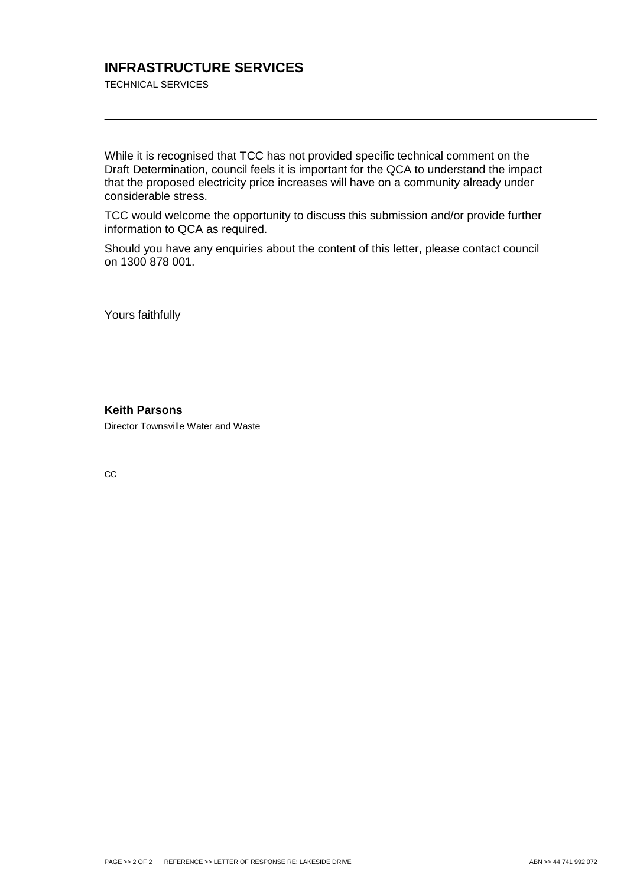## INFRASTRUCTURE SERVICES

TECHNICAL SERVICES

---

While it is recognised that TCC has not provided specific technical comment on the Draft Determination, council feels it is important for the QCA to understand the impact that the proposed electricity price increases will have on a community already under considerable stress.

TCC would welcome the opportunity to discuss this submission and/or provide further information to QCA as required.

Should you have any enquiries about the content of this letter, please contact council on 1300 878 001.

Yours faithfully

**Keith Parsons**
Director Townsville Water and Waste

CC